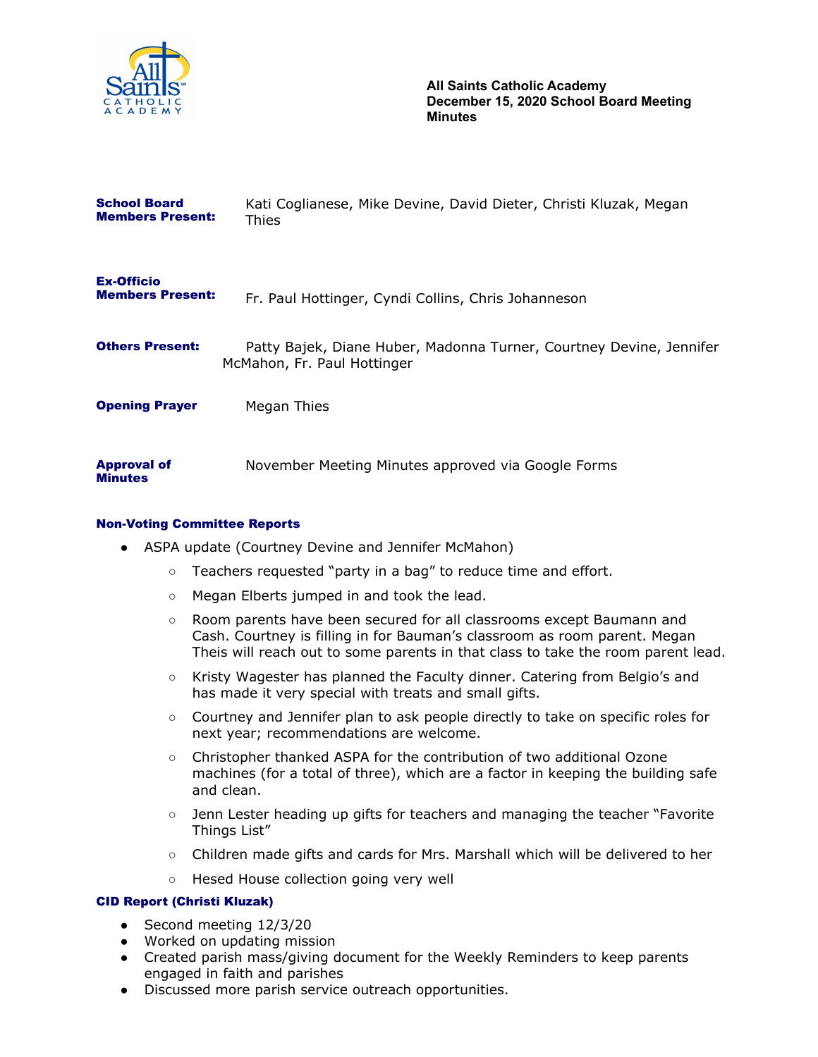**All Saints Catholic Academy**
**December 15, 2020 School Board Meeting Minutes**

**School Board Members Present:** Kati Coglianese, Mike Devine, David Dieter, Christi Kluzak, Megan Thies

**Ex-Officio Members Present:** Fr. Paul Hottinger, Cyndi Collins, Chris Johanneson

**Others Present:** Patty Bajek, Diane Huber, Madonna Turner, Courtney Devine, Jennifer McMahon, Fr. Paul Hottinger

**Opening Prayer** Megan Thies

**Approval of Minutes** November Meeting Minutes approved via Google Forms

**Non-Voting Committee Reports**

- ASPA update (Courtney Devine and Jennifer McMahon)
  - Teachers requested "party in a bag" to reduce time and effort.
  - Megan Elberts jumped in and took the lead.
  - Room parents have been secured for all classrooms except Baumann and Cash. Courtney is filling in for Bauman's classroom as room parent. Megan Theis will reach out to some parents in that class to take the room parent lead.
  - Kristy Wagester has planned the Faculty dinner. Catering from Belgio's and has made it very special with treats and small gifts.
  - Courtney and Jennifer plan to ask people directly to take on specific roles for next year; recommendations are welcome.
  - Christopher thanked ASPA for the contribution of two additional Ozone machines (for a total of three), which are a factor in keeping the building safe and clean.
  - Jenn Lester heading up gifts for teachers and managing the teacher "Favorite Things List"
  - Children made gifts and cards for Mrs. Marshall which will be delivered to her
  - Hesed House collection going very well

**CID Report (Christi Kluzak)**

- Second meeting 12/3/20
- Worked on updating mission
- Created parish mass/giving document for the Weekly Reminders to keep parents engaged in faith and parishes
- Discussed more parish service outreach opportunities.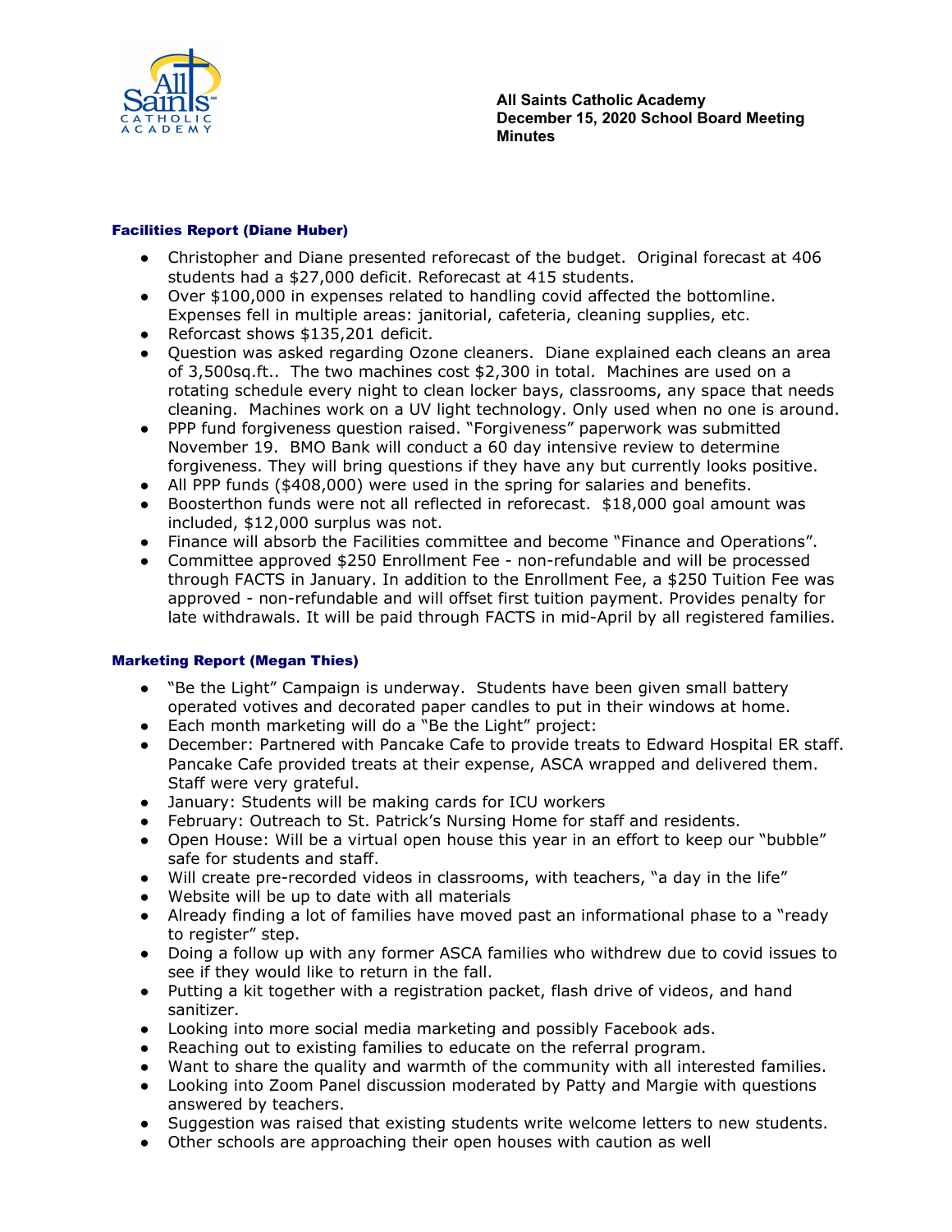All Saints Catholic Academy
December 15, 2020 School Board Meeting
Minutes

### Facilities Report (Diane Huber)

- Christopher and Diane presented reforecast of the budget. Original forecast at 406 students had a $27,000 deficit. Reforecast at 415 students.
- Over $100,000 in expenses related to handling covid affected the bottomline. Expenses fell in multiple areas: janitorial, cafeteria, cleaning supplies, etc.
- Reforcast shows $135,201 deficit.
- Question was asked regarding Ozone cleaners. Diane explained each cleans an area of 3,500sq.ft.. The two machines cost $2,300 in total. Machines are used on a rotating schedule every night to clean locker bays, classrooms, any space that needs cleaning. Machines work on a UV light technology. Only used when no one is around.
- PPP fund forgiveness question raised. "Forgiveness" paperwork was submitted November 19. BMO Bank will conduct a 60 day intensive review to determine forgiveness. They will bring questions if they have any but currently looks positive.
- All PPP funds ($408,000) were used in the spring for salaries and benefits.
- Boosterthon funds were not all reflected in reforecast. $18,000 goal amount was included, $12,000 surplus was not.
- Finance will absorb the Facilities committee and become "Finance and Operations".
- Committee approved $250 Enrollment Fee - non-refundable and will be processed through FACTS in January. In addition to the Enrollment Fee, a $250 Tuition Fee was approved - non-refundable and will offset first tuition payment. Provides penalty for late withdrawals. It will be paid through FACTS in mid-April by all registered families.

### Marketing Report (Megan Thies)

- "Be the Light" Campaign is underway. Students have been given small battery operated votives and decorated paper candles to put in their windows at home.
- Each month marketing will do a "Be the Light" project:
- December: Partnered with Pancake Cafe to provide treats to Edward Hospital ER staff. Pancake Cafe provided treats at their expense, ASCA wrapped and delivered them. Staff were very grateful.
- January: Students will be making cards for ICU workers
- February: Outreach to St. Patrick's Nursing Home for staff and residents.
- Open House: Will be a virtual open house this year in an effort to keep our "bubble" safe for students and staff.
- Will create pre-recorded videos in classrooms, with teachers, "a day in the life"
- Website will be up to date with all materials
- Already finding a lot of families have moved past an informational phase to a "ready to register" step.
- Doing a follow up with any former ASCA families who withdrew due to covid issues to see if they would like to return in the fall.
- Putting a kit together with a registration packet, flash drive of videos, and hand sanitizer.
- Looking into more social media marketing and possibly Facebook ads.
- Reaching out to existing families to educate on the referral program.
- Want to share the quality and warmth of the community with all interested families.
- Looking into Zoom Panel discussion moderated by Patty and Margie with questions answered by teachers.
- Suggestion was raised that existing students write welcome letters to new students.
- Other schools are approaching their open houses with caution as well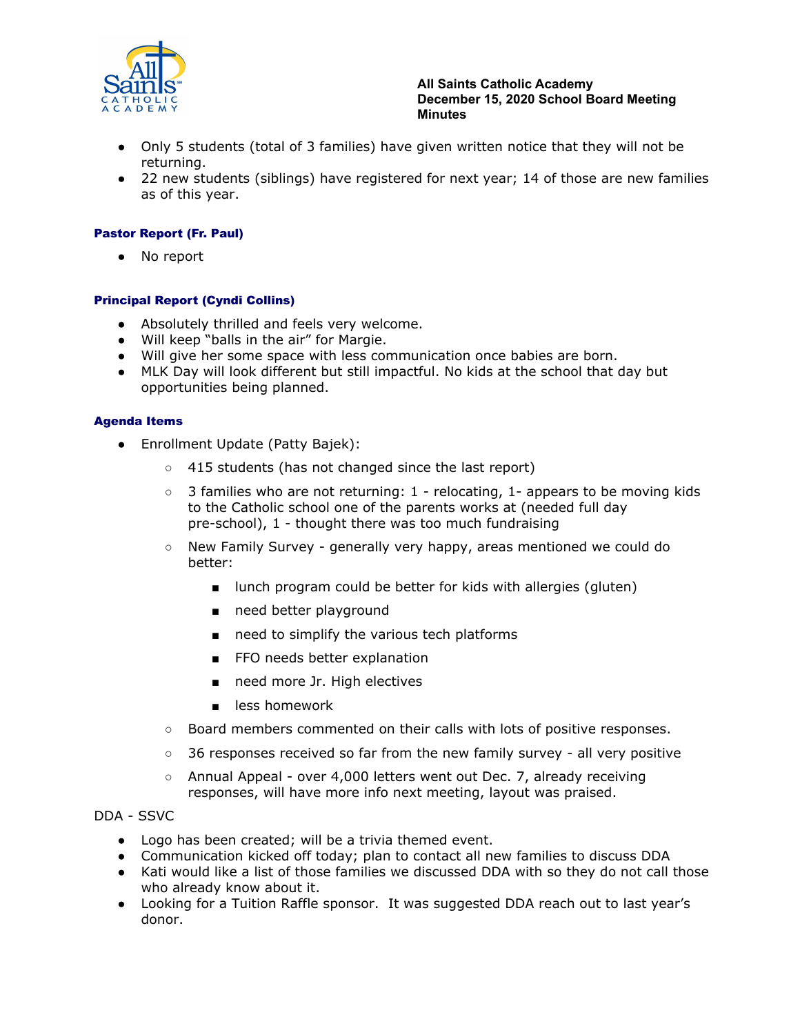- Only 5 students (total of 3 families) have given written notice that they will not be returning.
- 22 new students (siblings) have registered for next year; 14 of those are new families as of this year.

### Pastor Report (Fr. Paul)

- No report

### Principal Report (Cyndi Collins)

- Absolutely thrilled and feels very welcome.
- Will keep “balls in the air” for Margie.
- Will give her some space with less communication once babies are born.
- MLK Day will look different but still impactful. No kids at the school that day but opportunities being planned.

### Agenda Items

- Enrollment Update (Patty Bajek):
  - 415 students (has not changed since the last report)
  - 3 families who are not returning: 1 - relocating, 1- appears to be moving kids to the Catholic school one of the parents works at (needed full day pre-school), 1 - thought there was too much fundraising
  - New Family Survey - generally very happy, areas mentioned we could do better:
    - lunch program could be better for kids with allergies (gluten)
    - need better playground
    - need to simplify the various tech platforms
    - FFO needs better explanation
    - need more Jr. High electives
    - less homework
  - Board members commented on their calls with lots of positive responses.
  - 36 responses received so far from the new family survey - all very positive
  - Annual Appeal - over 4,000 letters went out Dec. 7, already receiving responses, will have more info next meeting, layout was praised.

DDA - SSVC

- Logo has been created; will be a trivia themed event.
- Communication kicked off today; plan to contact all new families to discuss DDA
- Kati would like a list of those families we discussed DDA with so they do not call those who already know about it.
- Looking for a Tuition Raffle sponsor. It was suggested DDA reach out to last year’s donor.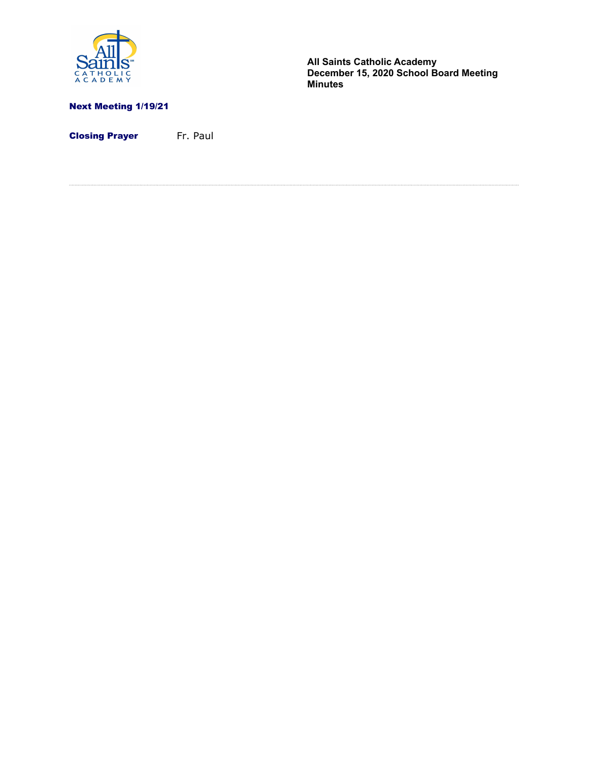**Next Meeting 1/19/21**

**Closing Prayer** Fr. Paul